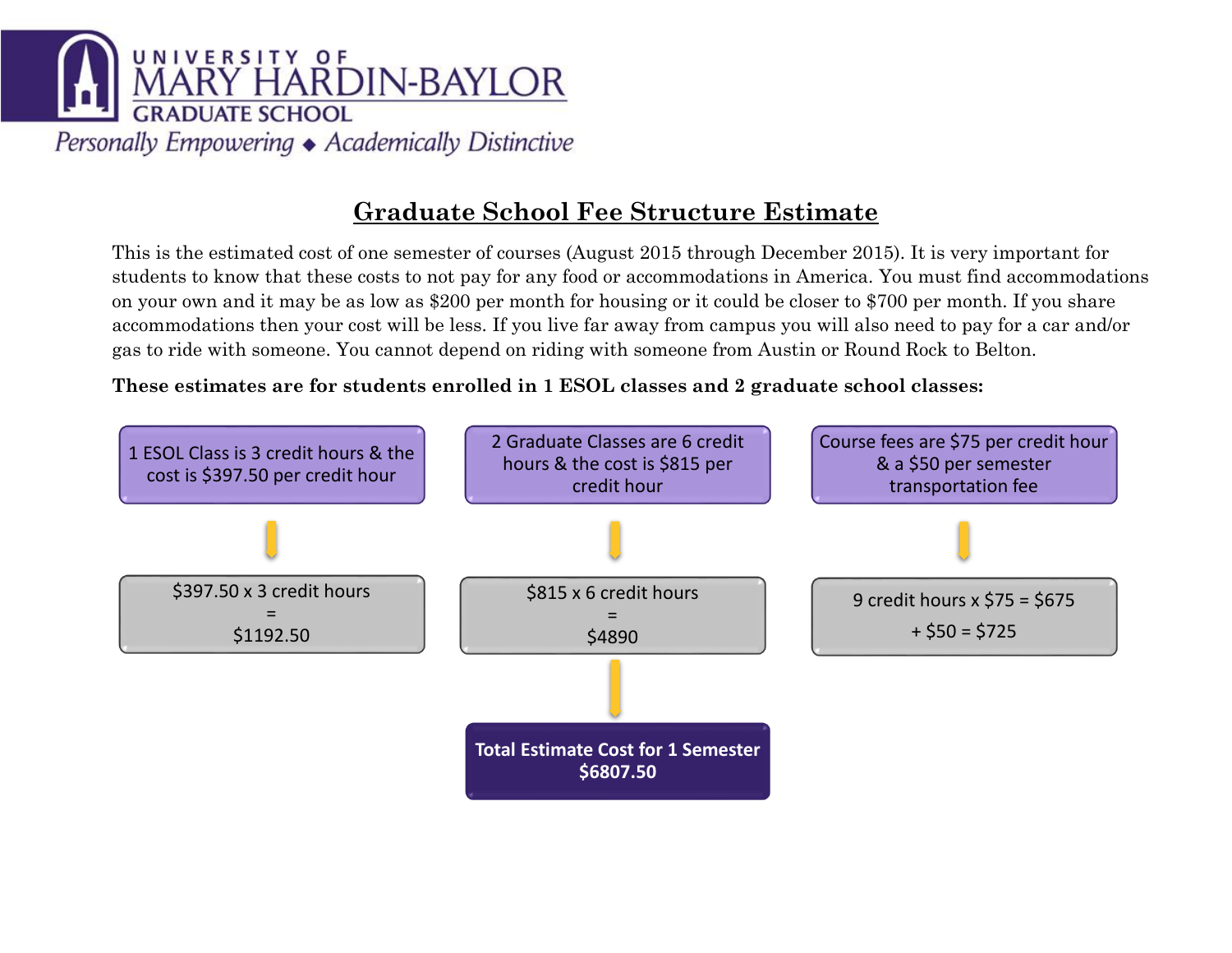UNIVERSITY OF MARY HARDIN-BAYLOR
GRADUATE SCHOOL

*Personally Empowering ◆ Academically Distinctive*

# Graduate School Fee Structure Estimate

This is the estimated cost of one semester of courses (August 2015 through December 2015). It is very important for students to know that these costs to not pay for any food or accommodations in America. You must find accommodations on your own and it may be as low as $200 per month for housing or it could be closer to $700 per month. If you share accommodations then your cost will be less. If you live far away from campus you will also need to pay for a car and/or gas to ride with someone. You cannot depend on riding with someone from Austin or Round Rock to Belton.

**These estimates are for students enrolled in 1 ESOL classes and 2 graduate school classes:**

1 ESOL Class is 3 credit hours & the cost is $397.50 per credit hour

↓

$397.50 x 3 credit hours = $1192.50

2 Graduate Classes are 6 credit hours & the cost is $815 per credit hour

↓

$815 x 6 credit hours = $4890

Course fees are $75 per credit hour & a $50 per semester transportation fee

↓

9 credit hours x $75 = $675 + $50 = $725

↓

**Total Estimate Cost for 1 Semester $6807.50**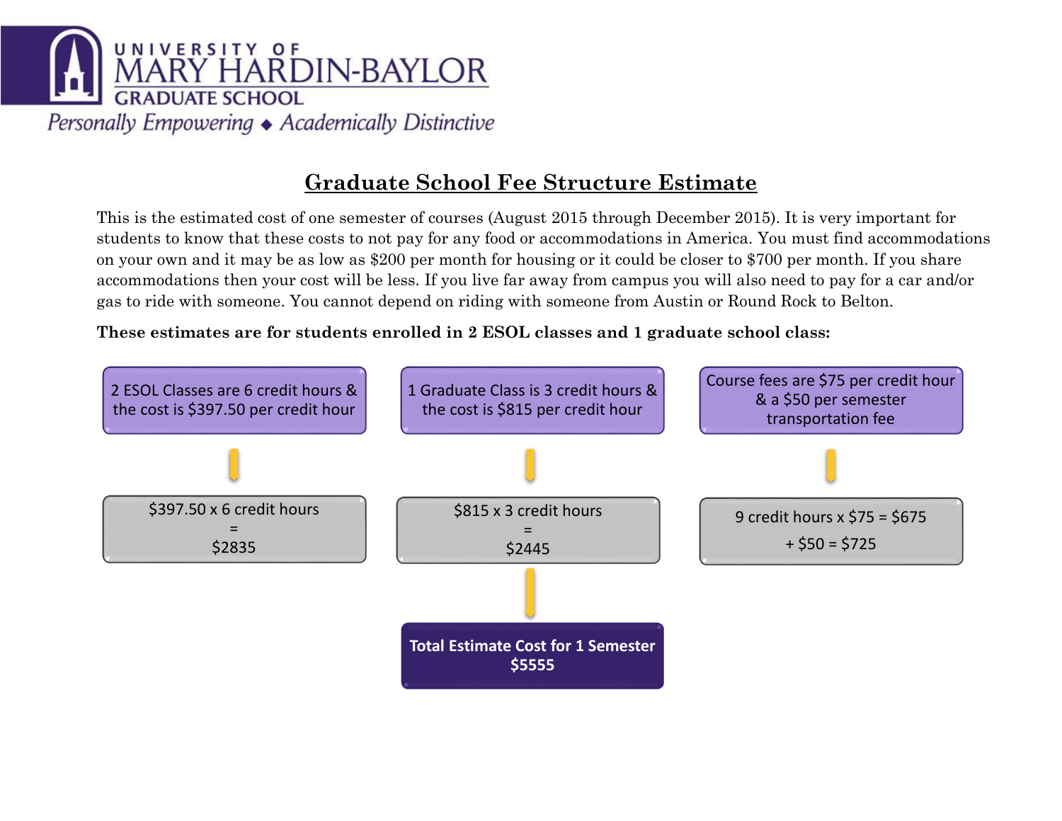**UNIVERSITY OF MARY HARDIN-BAYLOR**
**GRADUATE SCHOOL**
*Personally Empowering ◆ Academically Distinctive*

# Graduate School Fee Structure Estimate

This is the estimated cost of one semester of courses (August 2015 through December 2015). It is very important for students to know that these costs to not pay for any food or accommodations in America. You must find accommodations on your own and it may be as low as $200 per month for housing or it could be closer to $700 per month. If you share accommodations then your cost will be less. If you live far away from campus you will also need to pay for a car and/or gas to ride with someone. You cannot depend on riding with someone from Austin or Round Rock to Belton.

**These estimates are for students enrolled in 2 ESOL classes and 1 graduate school class:**

2 ESOL Classes are 6 credit hours & the cost is $397.50 per credit hour

→ $397.50 x 6 credit hours = $2835

1 Graduate Class is 3 credit hours & the cost is $815 per credit hour

→ $815 x 3 credit hours = $2445

Course fees are $75 per credit hour & a $50 per semester transportation fee

→ 9 credit hours x $75 = $675 + $50 = $725

**Total Estimate Cost for 1 Semester $5555**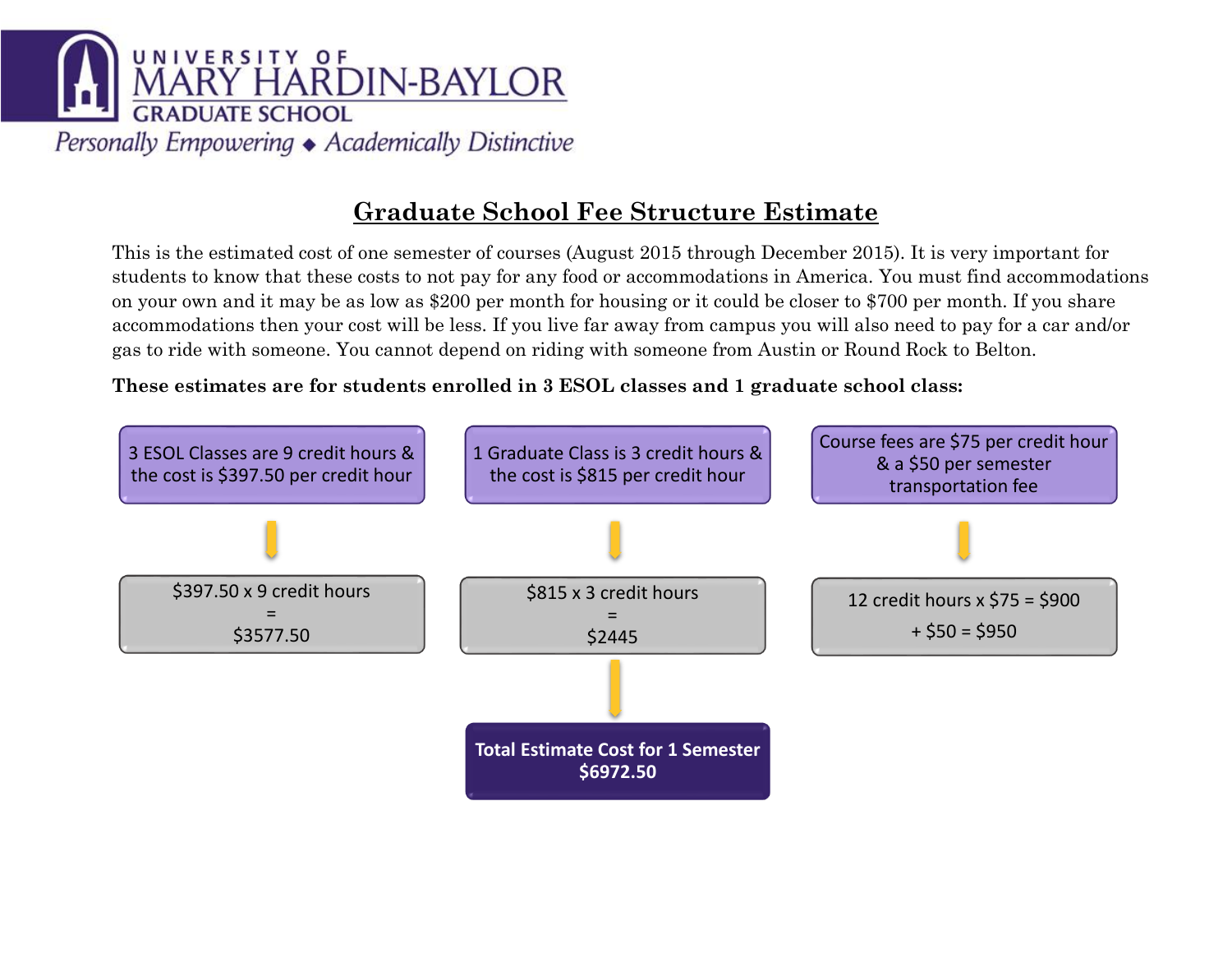UNIVERSITY OF
MARY HARDIN-BAYLOR
GRADUATE SCHOOL

*Personally Empowering ◆ Academically Distinctive*

# Graduate School Fee Structure Estimate

This is the estimated cost of one semester of courses (August 2015 through December 2015). It is very important for students to know that these costs to not pay for any food or accommodations in America. You must find accommodations on your own and it may be as low as $200 per month for housing or it could be closer to $700 per month. If you share accommodations then your cost will be less. If you live far away from campus you will also need to pay for a car and/or gas to ride with someone. You cannot depend on riding with someone from Austin or Round Rock to Belton.

**These estimates are for students enrolled in 3 ESOL classes and 1 graduate school class:**

3 ESOL Classes are 9 credit hours & the cost is $397.50 per credit hour

$397.50 x 9 credit hours = $3577.50

1 Graduate Class is 3 credit hours & the cost is $815 per credit hour

$815 x 3 credit hours = $2445

Course fees are $75 per credit hour & a $50 per semester transportation fee

12 credit hours x $75 = $900 + $50 = $950

**Total Estimate Cost for 1 Semester $6972.50**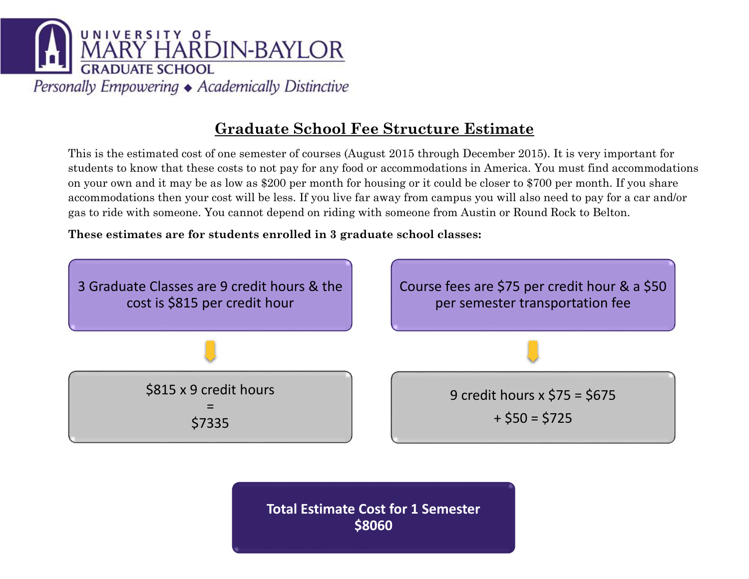UNIVERSITY OF MARY HARDIN-BAYLOR
GRADUATE SCHOOL

*Personally Empowering ◆ Academically Distinctive*

# Graduate School Fee Structure Estimate

This is the estimated cost of one semester of courses (August 2015 through December 2015). It is very important for students to know that these costs to not pay for any food or accommodations in America. You must find accommodations on your own and it may be as low as $200 per month for housing or it could be closer to $700 per month. If you share accommodations then your cost will be less. If you live far away from campus you will also need to pay for a car and/or gas to ride with someone. You cannot depend on riding with someone from Austin or Round Rock to Belton.

**These estimates are for students enrolled in 3 graduate school classes:**

3 Graduate Classes are 9 credit hours & the cost is $815 per credit hour

$815 x 9 credit hours
=
$7335

Course fees are $75 per credit hour & a $50 per semester transportation fee

9 credit hours x $75 = $675
+ $50 = $725

**Total Estimate Cost for 1 Semester**
**$8060**